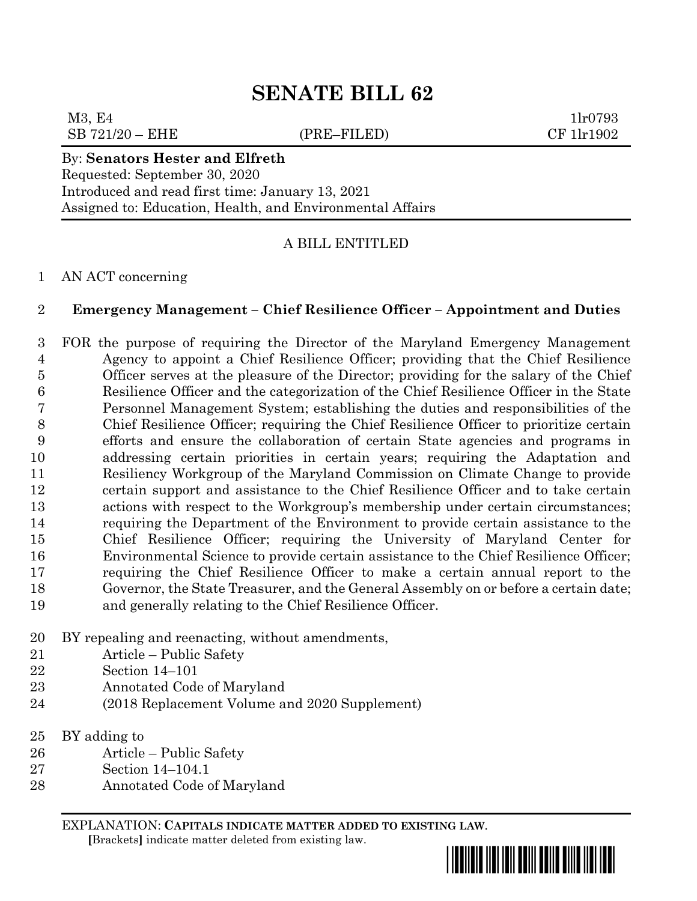# SENATE BILL 62

M3, E4 1lr0793
SB 721/20 – EHE (PRE–FILED) CF 1lr1902

By: **Senators Hester and Elfreth**
Requested: September 30, 2020
Introduced and read first time: January 13, 2021
Assigned to: Education, Health, and Environmental Affairs

A BILL ENTITLED

1 AN ACT concerning

2 **Emergency Management – Chief Resilience Officer – Appointment and Duties**

3 FOR the purpose of requiring the Director of the Maryland Emergency Management
4 Agency to appoint a Chief Resilience Officer; providing that the Chief Resilience
5 Officer serves at the pleasure of the Director; providing for the salary of the Chief
6 Resilience Officer and the categorization of the Chief Resilience Officer in the State
7 Personnel Management System; establishing the duties and responsibilities of the
8 Chief Resilience Officer; requiring the Chief Resilience Officer to prioritize certain
9 efforts and ensure the collaboration of certain State agencies and programs in
10 addressing certain priorities in certain years; requiring the Adaptation and
11 Resiliency Workgroup of the Maryland Commission on Climate Change to provide
12 certain support and assistance to the Chief Resilience Officer and to take certain
13 actions with respect to the Workgroup's membership under certain circumstances;
14 requiring the Department of the Environment to provide certain assistance to the
15 Chief Resilience Officer; requiring the University of Maryland Center for
16 Environmental Science to provide certain assistance to the Chief Resilience Officer;
17 requiring the Chief Resilience Officer to make a certain annual report to the
18 Governor, the State Treasurer, and the General Assembly on or before a certain date;
19 and generally relating to the Chief Resilience Officer.

20 BY repealing and reenacting, without amendments,
21 Article – Public Safety
22 Section 14–101
23 Annotated Code of Maryland
24 (2018 Replacement Volume and 2020 Supplement)

25 BY adding to
26 Article – Public Safety
27 Section 14–104.1
28 Annotated Code of Maryland

EXPLANATION: **CAPITALS INDICATE MATTER ADDED TO EXISTING LAW.**
[Brackets] indicate matter deleted from existing law.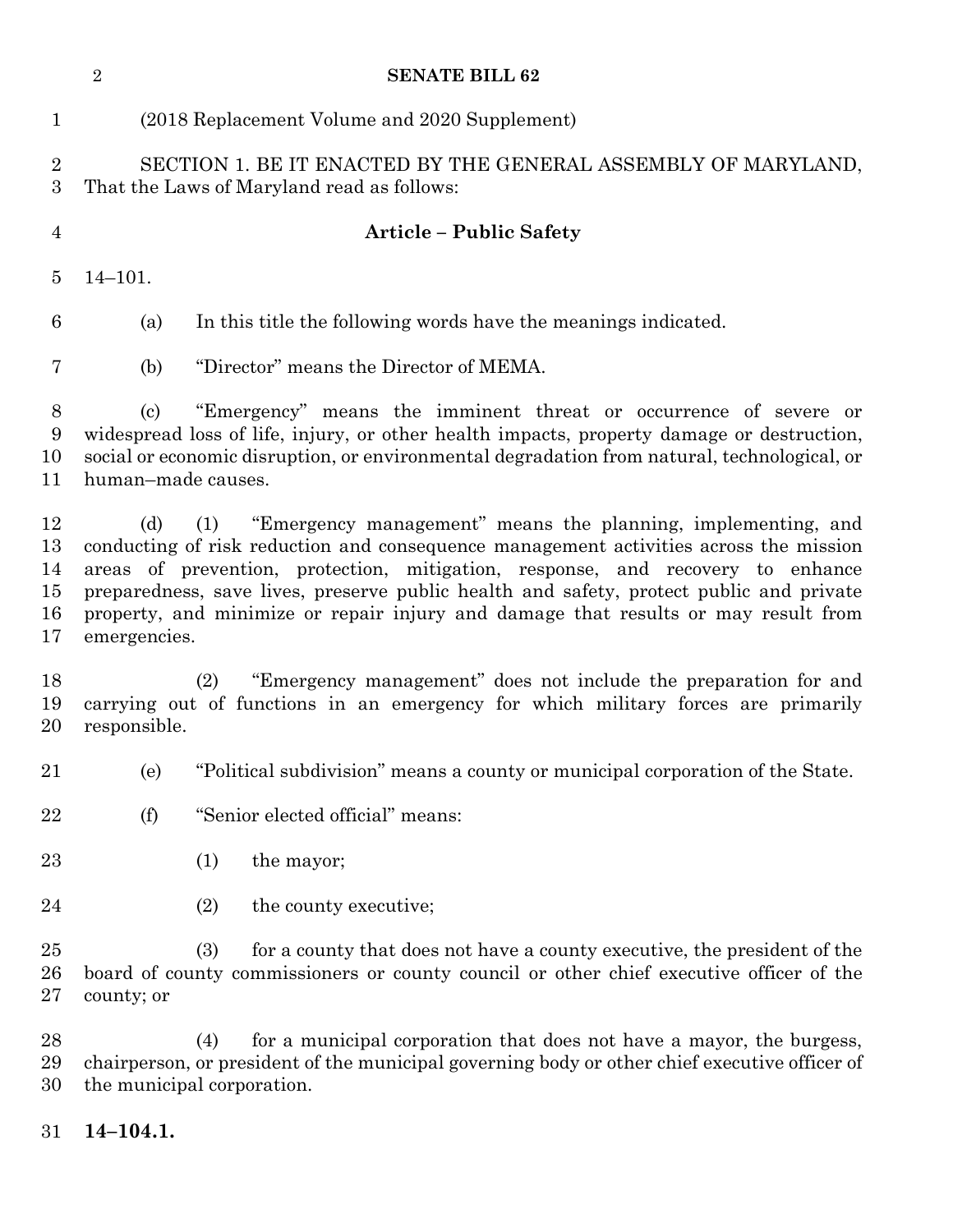(2018 Replacement Volume and 2020 Supplement)

SECTION 1. BE IT ENACTED BY THE GENERAL ASSEMBLY OF MARYLAND, That the Laws of Maryland read as follows:

**Article – Public Safety**

14–101.

(a) In this title the following words have the meanings indicated.

(b) "Director" means the Director of MEMA.

(c) "Emergency" means the imminent threat or occurrence of severe or widespread loss of life, injury, or other health impacts, property damage or destruction, social or economic disruption, or environmental degradation from natural, technological, or human–made causes.

(d) (1) "Emergency management" means the planning, implementing, and conducting of risk reduction and consequence management activities across the mission areas of prevention, protection, mitigation, response, and recovery to enhance preparedness, save lives, preserve public health and safety, protect public and private property, and minimize or repair injury and damage that results or may result from emergencies.

(2) "Emergency management" does not include the preparation for and carrying out of functions in an emergency for which military forces are primarily responsible.

(e) "Political subdivision" means a county or municipal corporation of the State.

(f) "Senior elected official" means:

(1) the mayor;

(2) the county executive;

(3) for a county that does not have a county executive, the president of the board of county commissioners or county council or other chief executive officer of the county; or

(4) for a municipal corporation that does not have a mayor, the burgess, chairperson, or president of the municipal governing body or other chief executive officer of the municipal corporation.

**14–104.1.**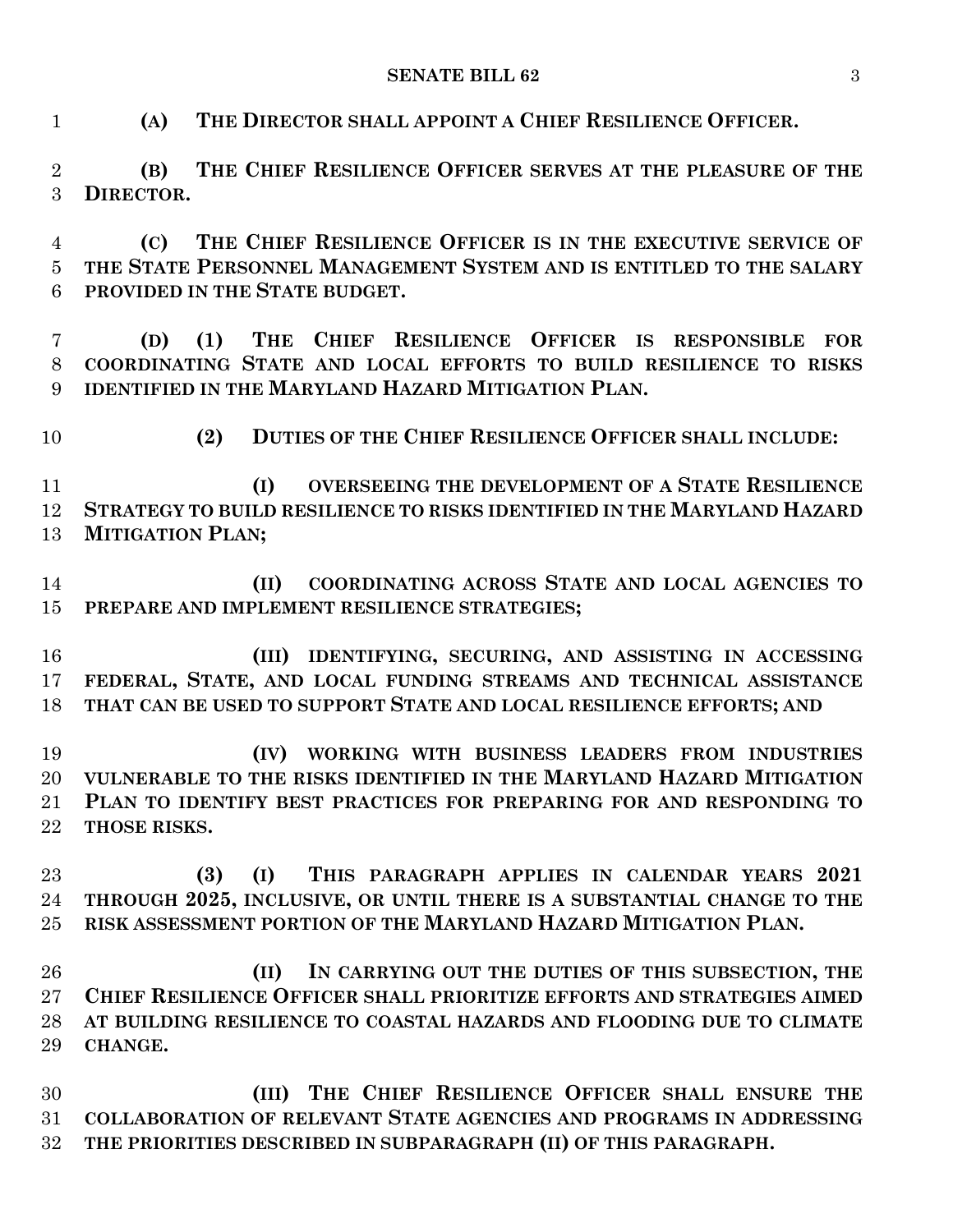**(A) THE DIRECTOR SHALL APPOINT A CHIEF RESILIENCE OFFICER.**

**(B) THE CHIEF RESILIENCE OFFICER SERVES AT THE PLEASURE OF THE DIRECTOR.**

**(C) THE CHIEF RESILIENCE OFFICER IS IN THE EXECUTIVE SERVICE OF THE STATE PERSONNEL MANAGEMENT SYSTEM AND IS ENTITLED TO THE SALARY PROVIDED IN THE STATE BUDGET.**

**(D) (1) THE CHIEF RESILIENCE OFFICER IS RESPONSIBLE FOR COORDINATING STATE AND LOCAL EFFORTS TO BUILD RESILIENCE TO RISKS IDENTIFIED IN THE MARYLAND HAZARD MITIGATION PLAN.**

**(2) DUTIES OF THE CHIEF RESILIENCE OFFICER SHALL INCLUDE:**

**(I) OVERSEEING THE DEVELOPMENT OF A STATE RESILIENCE STRATEGY TO BUILD RESILIENCE TO RISKS IDENTIFIED IN THE MARYLAND HAZARD MITIGATION PLAN;**

**(II) COORDINATING ACROSS STATE AND LOCAL AGENCIES TO PREPARE AND IMPLEMENT RESILIENCE STRATEGIES;**

**(III) IDENTIFYING, SECURING, AND ASSISTING IN ACCESSING FEDERAL, STATE, AND LOCAL FUNDING STREAMS AND TECHNICAL ASSISTANCE THAT CAN BE USED TO SUPPORT STATE AND LOCAL RESILIENCE EFFORTS; AND**

**(IV) WORKING WITH BUSINESS LEADERS FROM INDUSTRIES VULNERABLE TO THE RISKS IDENTIFIED IN THE MARYLAND HAZARD MITIGATION PLAN TO IDENTIFY BEST PRACTICES FOR PREPARING FOR AND RESPONDING TO THOSE RISKS.**

**(3) (I) THIS PARAGRAPH APPLIES IN CALENDAR YEARS 2021 THROUGH 2025, INCLUSIVE, OR UNTIL THERE IS A SUBSTANTIAL CHANGE TO THE RISK ASSESSMENT PORTION OF THE MARYLAND HAZARD MITIGATION PLAN.**

**(II) IN CARRYING OUT THE DUTIES OF THIS SUBSECTION, THE CHIEF RESILIENCE OFFICER SHALL PRIORITIZE EFFORTS AND STRATEGIES AIMED AT BUILDING RESILIENCE TO COASTAL HAZARDS AND FLOODING DUE TO CLIMATE CHANGE.**

**(III) THE CHIEF RESILIENCE OFFICER SHALL ENSURE THE COLLABORATION OF RELEVANT STATE AGENCIES AND PROGRAMS IN ADDRESSING THE PRIORITIES DESCRIBED IN SUBPARAGRAPH (II) OF THIS PARAGRAPH.**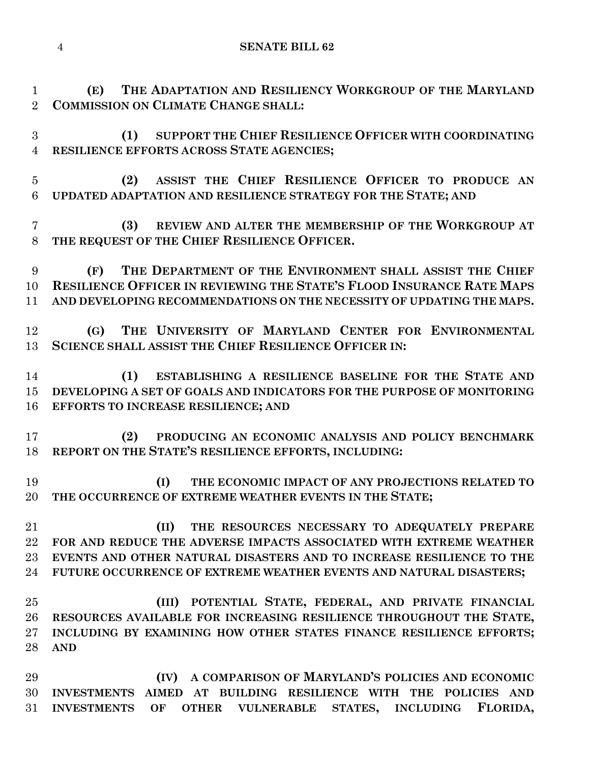**(E) THE ADAPTATION AND RESILIENCY WORKGROUP OF THE MARYLAND COMMISSION ON CLIMATE CHANGE SHALL:**

**(1) SUPPORT THE CHIEF RESILIENCE OFFICER WITH COORDINATING RESILIENCE EFFORTS ACROSS STATE AGENCIES;**

**(2) ASSIST THE CHIEF RESILIENCE OFFICER TO PRODUCE AN UPDATED ADAPTATION AND RESILIENCE STRATEGY FOR THE STATE; AND**

**(3) REVIEW AND ALTER THE MEMBERSHIP OF THE WORKGROUP AT THE REQUEST OF THE CHIEF RESILIENCE OFFICER.**

**(F) THE DEPARTMENT OF THE ENVIRONMENT SHALL ASSIST THE CHIEF RESILIENCE OFFICER IN REVIEWING THE STATE'S FLOOD INSURANCE RATE MAPS AND DEVELOPING RECOMMENDATIONS ON THE NECESSITY OF UPDATING THE MAPS.**

**(G) THE UNIVERSITY OF MARYLAND CENTER FOR ENVIRONMENTAL SCIENCE SHALL ASSIST THE CHIEF RESILIENCE OFFICER IN:**

**(1) ESTABLISHING A RESILIENCE BASELINE FOR THE STATE AND DEVELOPING A SET OF GOALS AND INDICATORS FOR THE PURPOSE OF MONITORING EFFORTS TO INCREASE RESILIENCE; AND**

**(2) PRODUCING AN ECONOMIC ANALYSIS AND POLICY BENCHMARK REPORT ON THE STATE'S RESILIENCE EFFORTS, INCLUDING:**

**(I) THE ECONOMIC IMPACT OF ANY PROJECTIONS RELATED TO THE OCCURRENCE OF EXTREME WEATHER EVENTS IN THE STATE;**

**(II) THE RESOURCES NECESSARY TO ADEQUATELY PREPARE FOR AND REDUCE THE ADVERSE IMPACTS ASSOCIATED WITH EXTREME WEATHER EVENTS AND OTHER NATURAL DISASTERS AND TO INCREASE RESILIENCE TO THE FUTURE OCCURRENCE OF EXTREME WEATHER EVENTS AND NATURAL DISASTERS;**

**(III) POTENTIAL STATE, FEDERAL, AND PRIVATE FINANCIAL RESOURCES AVAILABLE FOR INCREASING RESILIENCE THROUGHOUT THE STATE, INCLUDING BY EXAMINING HOW OTHER STATES FINANCE RESILIENCE EFFORTS; AND**

**(IV) A COMPARISON OF MARYLAND'S POLICIES AND ECONOMIC INVESTMENTS AIMED AT BUILDING RESILIENCE WITH THE POLICIES AND INVESTMENTS OF OTHER VULNERABLE STATES, INCLUDING FLORIDA,**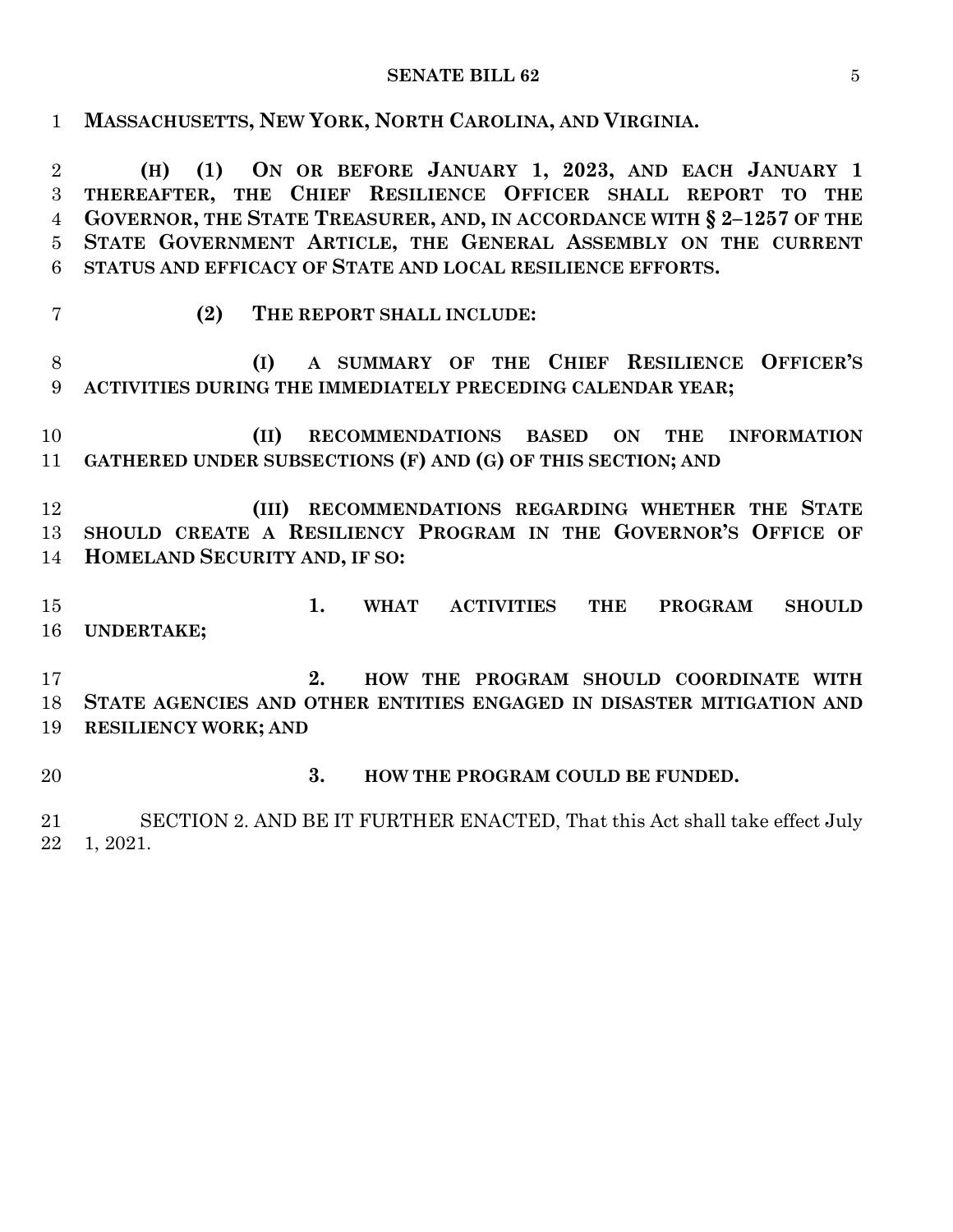**MASSACHUSETTS, NEW YORK, NORTH CAROLINA, AND VIRGINIA.**

**(H) (1) ON OR BEFORE JANUARY 1, 2023, AND EACH JANUARY 1 THEREAFTER, THE CHIEF RESILIENCE OFFICER SHALL REPORT TO THE GOVERNOR, THE STATE TREASURER, AND, IN ACCORDANCE WITH § 2–1257 OF THE STATE GOVERNMENT ARTICLE, THE GENERAL ASSEMBLY ON THE CURRENT STATUS AND EFFICACY OF STATE AND LOCAL RESILIENCE EFFORTS.**

**(2) THE REPORT SHALL INCLUDE:**

**(I) A SUMMARY OF THE CHIEF RESILIENCE OFFICER'S ACTIVITIES DURING THE IMMEDIATELY PRECEDING CALENDAR YEAR;**

**(II) RECOMMENDATIONS BASED ON THE INFORMATION GATHERED UNDER SUBSECTIONS (F) AND (G) OF THIS SECTION; AND**

**(III) RECOMMENDATIONS REGARDING WHETHER THE STATE SHOULD CREATE A RESILIENCY PROGRAM IN THE GOVERNOR'S OFFICE OF HOMELAND SECURITY AND, IF SO:**

**1. WHAT ACTIVITIES THE PROGRAM SHOULD UNDERTAKE;**

**2. HOW THE PROGRAM SHOULD COORDINATE WITH STATE AGENCIES AND OTHER ENTITIES ENGAGED IN DISASTER MITIGATION AND RESILIENCY WORK; AND**

**3. HOW THE PROGRAM COULD BE FUNDED.**

SECTION 2. AND BE IT FURTHER ENACTED, That this Act shall take effect July 1, 2021.